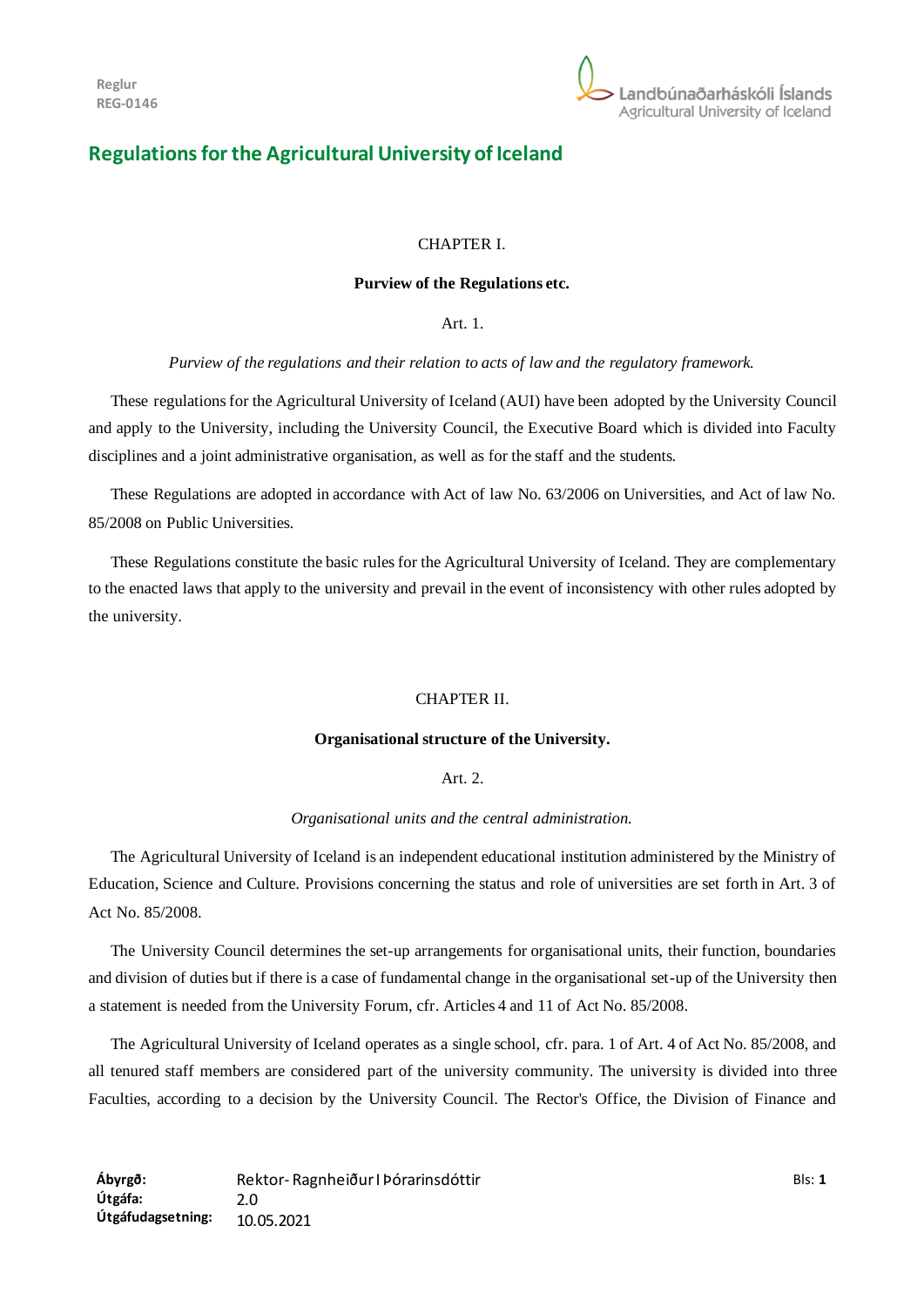# Regulations for the Agricultural University of Iceland

## CHAPTER I.

### Purview of the Regulations etc.

#### Art. 1.

*Purview of the regulations and their relation to acts of law and the regulatory framework.*

These regulations for the Agricultural University of Iceland (AUI) have been adopted by the University Council and apply to the University, including the University Council, the Executive Board which is divided into Faculty disciplines and a joint administrative organisation, as well as for the staff and the students.

These Regulations are adopted in accordance with Act of law No. 63/2006 on Universities, and Act of law No. 85/2008 on Public Universities.

These Regulations constitute the basic rules for the Agricultural University of Iceland. They are complementary to the enacted laws that apply to the university and prevail in the event of inconsistency with other rules adopted by the university.

## CHAPTER II.

### Organisational structure of the University.

#### Art. 2.

*Organisational units and the central administration.*

The Agricultural University of Iceland is an independent educational institution administered by the Ministry of Education, Science and Culture. Provisions concerning the status and role of universities are set forth in Art. 3 of Act No. 85/2008.

The University Council determines the set-up arrangements for organisational units, their function, boundaries and division of duties but if there is a case of fundamental change in the organisational set-up of the University then a statement is needed from the University Forum, cfr. Articles 4 and 11 of Act No. 85/2008.

The Agricultural University of Iceland operates as a single school, cfr. para. 1 of Art. 4 of Act No. 85/2008, and all tenured staff members are considered part of the university community. The university is divided into three Faculties, according to a decision by the University Council. The Rector's Office, the Division of Finance and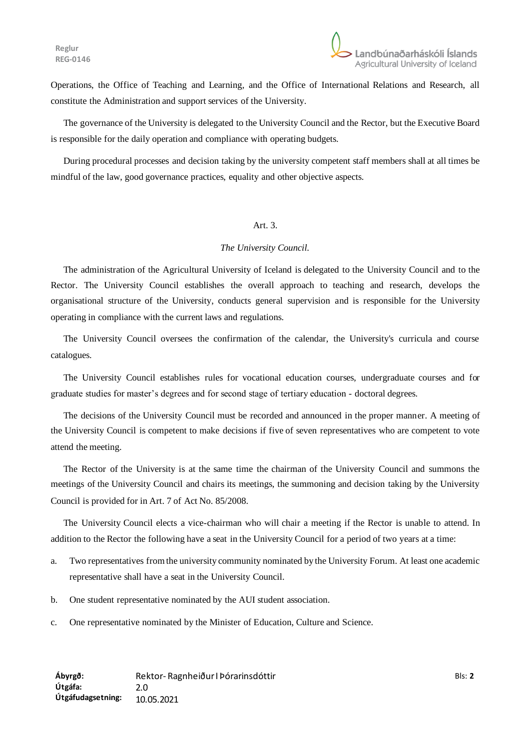Operations, the Office of Teaching and Learning, and the Office of International Relations and Research, all constitute the Administration and support services of the University.

The governance of the University is delegated to the University Council and the Rector, but the Executive Board is responsible for the daily operation and compliance with operating budgets.

During procedural processes and decision taking by the university competent staff members shall at all times be mindful of the law, good governance practices, equality and other objective aspects.

## Art. 3.

### *The University Council.*

The administration of the Agricultural University of Iceland is delegated to the University Council and to the Rector. The University Council establishes the overall approach to teaching and research, develops the organisational structure of the University, conducts general supervision and is responsible for the University operating in compliance with the current laws and regulations.

The University Council oversees the confirmation of the calendar, the University's curricula and course catalogues.

The University Council establishes rules for vocational education courses, undergraduate courses and for graduate studies for master's degrees and for second stage of tertiary education - doctoral degrees.

The decisions of the University Council must be recorded and announced in the proper manner. A meeting of the University Council is competent to make decisions if five of seven representatives who are competent to vote attend the meeting.

The Rector of the University is at the same time the chairman of the University Council and summons the meetings of the University Council and chairs its meetings, the summoning and decision taking by the University Council is provided for in Art. 7 of Act No. 85/2008.

The University Council elects a vice-chairman who will chair a meeting if the Rector is unable to attend. In addition to the Rector the following have a seat in the University Council for a period of two years at a time:

a. Two representatives from the university community nominated by the University Forum. At least one academic representative shall have a seat in the University Council.

b. One student representative nominated by the AUI student association.

c. One representative nominated by the Minister of Education, Culture and Science.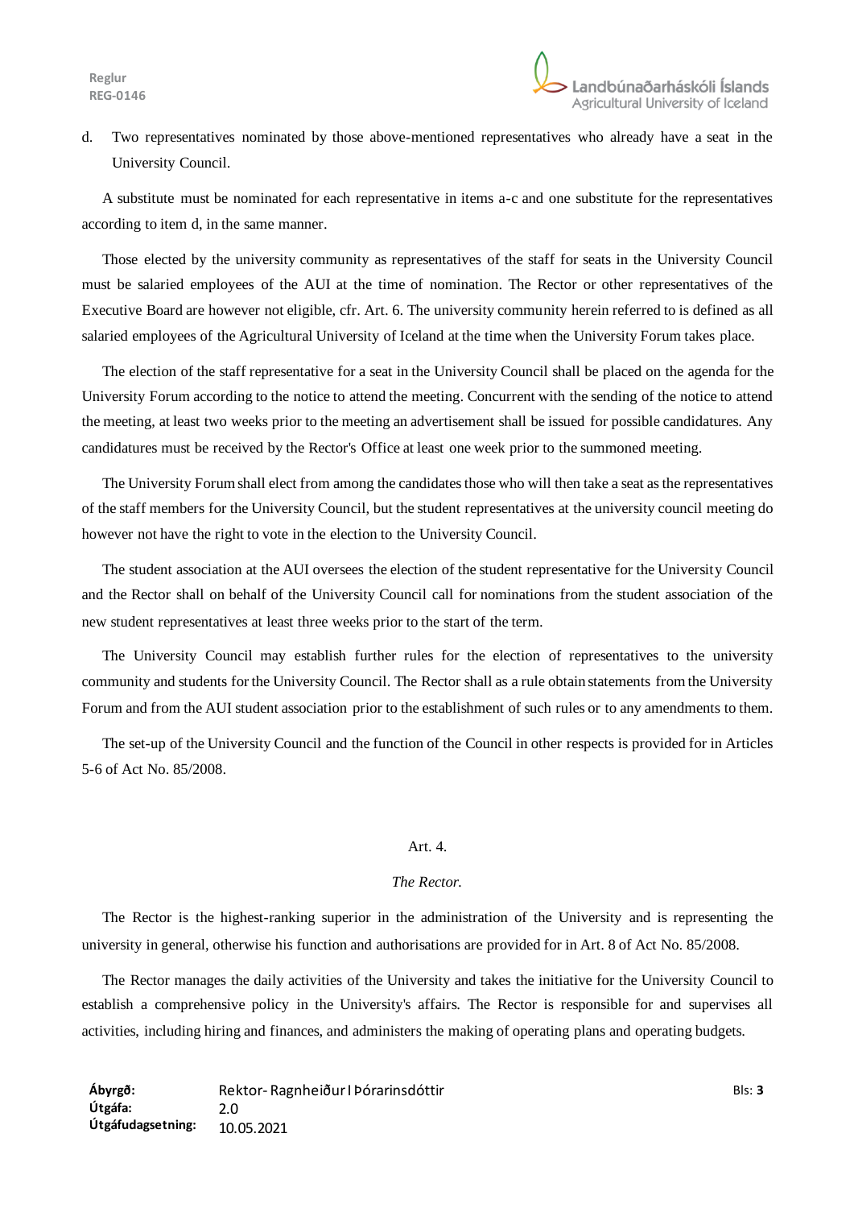d. Two representatives nominated by those above-mentioned representatives who already have a seat in the University Council.

A substitute must be nominated for each representative in items a-c and one substitute for the representatives according to item d, in the same manner.

Those elected by the university community as representatives of the staff for seats in the University Council must be salaried employees of the AUI at the time of nomination. The Rector or other representatives of the Executive Board are however not eligible, cfr. Art. 6. The university community herein referred to is defined as all salaried employees of the Agricultural University of Iceland at the time when the University Forum takes place.

The election of the staff representative for a seat in the University Council shall be placed on the agenda for the University Forum according to the notice to attend the meeting. Concurrent with the sending of the notice to attend the meeting, at least two weeks prior to the meeting an advertisement shall be issued for possible candidatures. Any candidatures must be received by the Rector's Office at least one week prior to the summoned meeting.

The University Forum shall elect from among the candidates those who will then take a seat as the representatives of the staff members for the University Council, but the student representatives at the university council meeting do however not have the right to vote in the election to the University Council.

The student association at the AUI oversees the election of the student representative for the University Council and the Rector shall on behalf of the University Council call for nominations from the student association of the new student representatives at least three weeks prior to the start of the term.

The University Council may establish further rules for the election of representatives to the university community and students for the University Council. The Rector shall as a rule obtain statements from the University Forum and from the AUI student association prior to the establishment of such rules or to any amendments to them.

The set-up of the University Council and the function of the Council in other respects is provided for in Articles 5-6 of Act No. 85/2008.

## Art. 4.

### *The Rector.*

The Rector is the highest-ranking superior in the administration of the University and is representing the university in general, otherwise his function and authorisations are provided for in Art. 8 of Act No. 85/2008.

The Rector manages the daily activities of the University and takes the initiative for the University Council to establish a comprehensive policy in the University's affairs. The Rector is responsible for and supervises all activities, including hiring and finances, and administers the making of operating plans and operating budgets.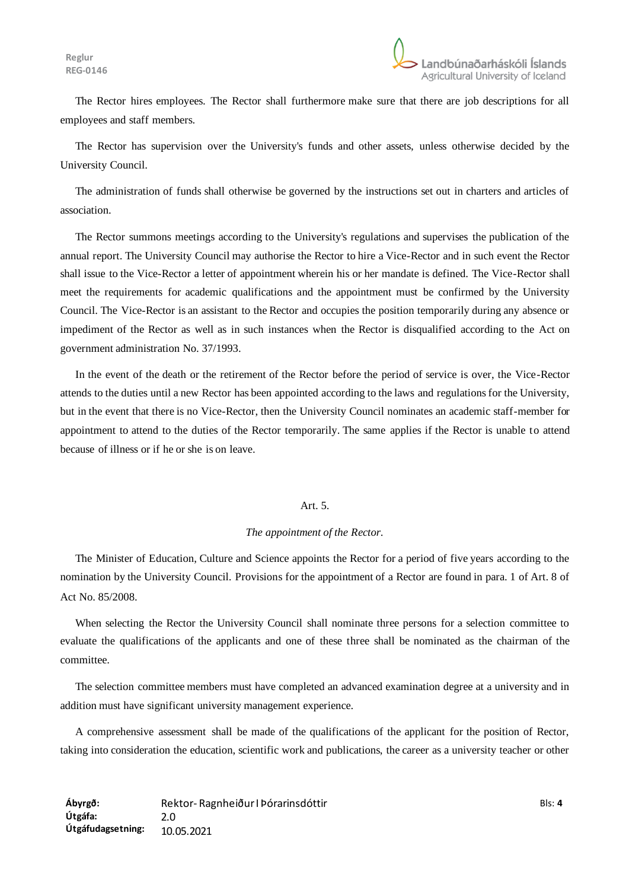The Rector hires employees. The Rector shall furthermore make sure that there are job descriptions for all employees and staff members.

The Rector has supervision over the University's funds and other assets, unless otherwise decided by the University Council.

The administration of funds shall otherwise be governed by the instructions set out in charters and articles of association.

The Rector summons meetings according to the University's regulations and supervises the publication of the annual report. The University Council may authorise the Rector to hire a Vice-Rector and in such event the Rector shall issue to the Vice-Rector a letter of appointment wherein his or her mandate is defined. The Vice-Rector shall meet the requirements for academic qualifications and the appointment must be confirmed by the University Council. The Vice-Rector is an assistant to the Rector and occupies the position temporarily during any absence or impediment of the Rector as well as in such instances when the Rector is disqualified according to the Act on government administration No. 37/1993.

In the event of the death or the retirement of the Rector before the period of service is over, the Vice-Rector attends to the duties until a new Rector has been appointed according to the laws and regulations for the University, but in the event that there is no Vice-Rector, then the University Council nominates an academic staff-member for appointment to attend to the duties of the Rector temporarily. The same applies if the Rector is unable to attend because of illness or if he or she is on leave.

Art. 5.

*The appointment of the Rector.*

The Minister of Education, Culture and Science appoints the Rector for a period of five years according to the nomination by the University Council. Provisions for the appointment of a Rector are found in para. 1 of Art. 8 of Act No. 85/2008.

When selecting the Rector the University Council shall nominate three persons for a selection committee to evaluate the qualifications of the applicants and one of these three shall be nominated as the chairman of the committee.

The selection committee members must have completed an advanced examination degree at a university and in addition must have significant university management experience.

A comprehensive assessment shall be made of the qualifications of the applicant for the position of Rector, taking into consideration the education, scientific work and publications, the career as a university teacher or other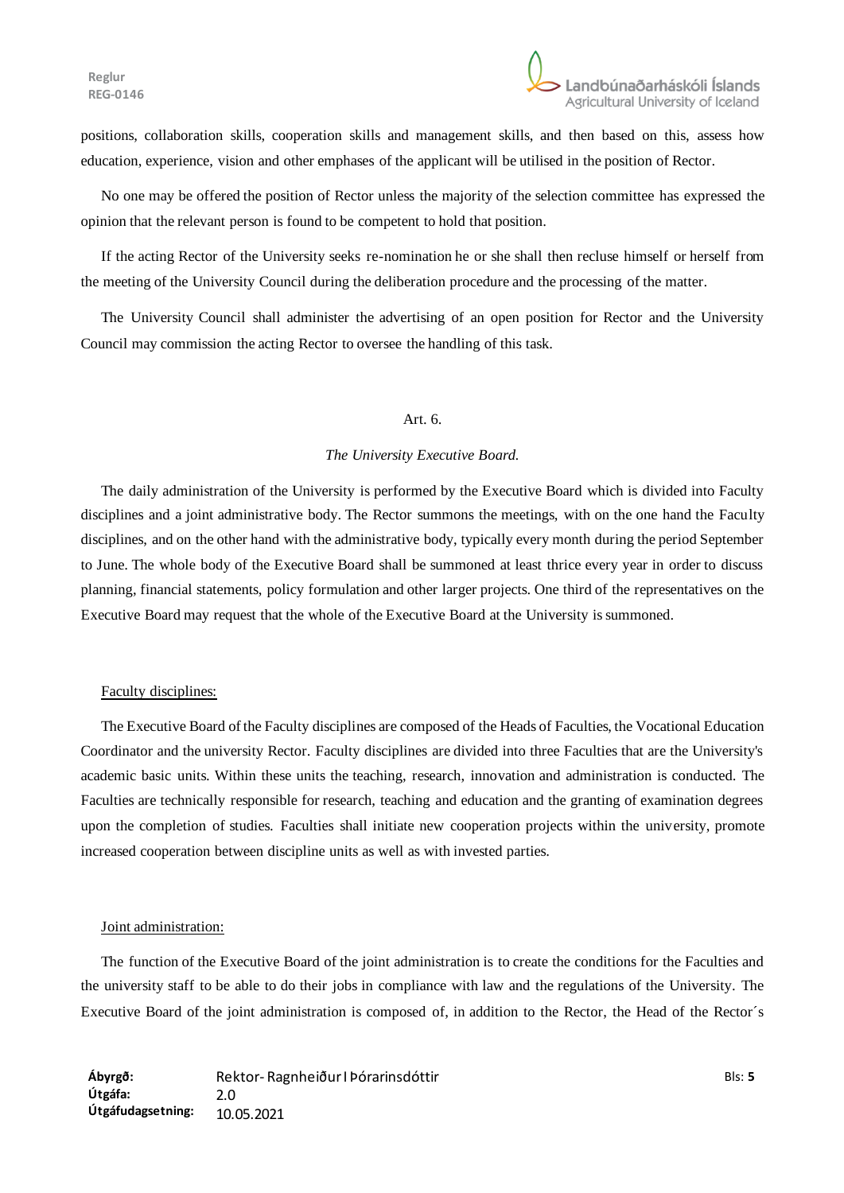positions, collaboration skills, cooperation skills and management skills, and then based on this, assess how education, experience, vision and other emphases of the applicant will be utilised in the position of Rector.

No one may be offered the position of Rector unless the majority of the selection committee has expressed the opinion that the relevant person is found to be competent to hold that position.

If the acting Rector of the University seeks re-nomination he or she shall then recluse himself or herself from the meeting of the University Council during the deliberation procedure and the processing of the matter.

The University Council shall administer the advertising of an open position for Rector and the University Council may commission the acting Rector to oversee the handling of this task.

## Art. 6.

### *The University Executive Board.*

The daily administration of the University is performed by the Executive Board which is divided into Faculty disciplines and a joint administrative body. The Rector summons the meetings, with on the one hand the Faculty disciplines, and on the other hand with the administrative body, typically every month during the period September to June. The whole body of the Executive Board shall be summoned at least thrice every year in order to discuss planning, financial statements, policy formulation and other larger projects. One third of the representatives on the Executive Board may request that the whole of the Executive Board at the University is summoned.

<u>Faculty disciplines:</u>

The Executive Board of the Faculty disciplines are composed of the Heads of Faculties, the Vocational Education Coordinator and the university Rector. Faculty disciplines are divided into three Faculties that are the University's academic basic units. Within these units the teaching, research, innovation and administration is conducted. The Faculties are technically responsible for research, teaching and education and the granting of examination degrees upon the completion of studies. Faculties shall initiate new cooperation projects within the university, promote increased cooperation between discipline units as well as with invested parties.

<u>Joint administration:</u>

The function of the Executive Board of the joint administration is to create the conditions for the Faculties and the university staff to be able to do their jobs in compliance with law and the regulations of the University. The Executive Board of the joint administration is composed of, in addition to the Rector, the Head of the Rector´s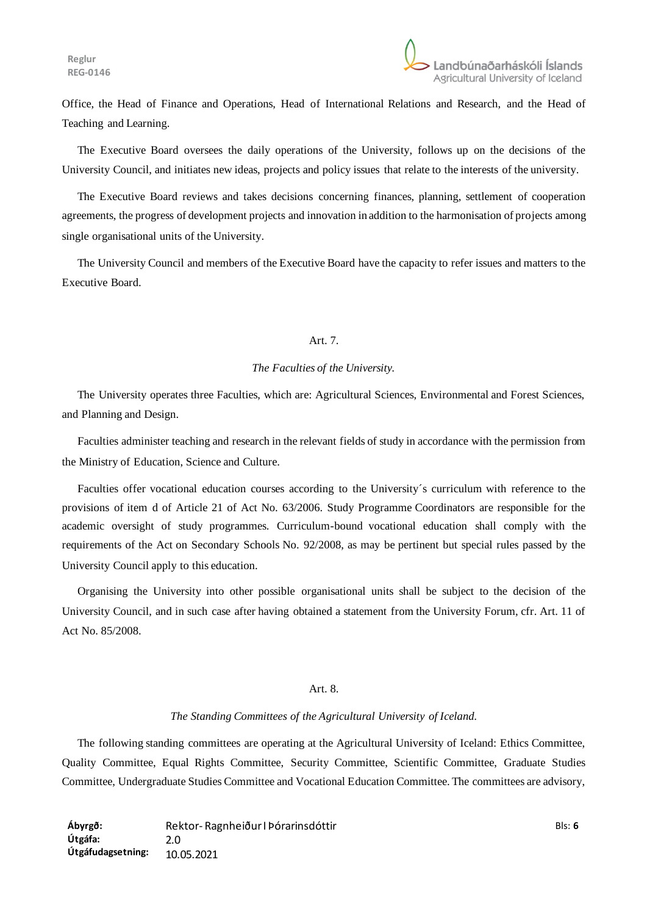Office, the Head of Finance and Operations, Head of International Relations and Research, and the Head of Teaching and Learning.

The Executive Board oversees the daily operations of the University, follows up on the decisions of the University Council, and initiates new ideas, projects and policy issues that relate to the interests of the university.

The Executive Board reviews and takes decisions concerning finances, planning, settlement of cooperation agreements, the progress of development projects and innovation in addition to the harmonisation of projects among single organisational units of the University.

The University Council and members of the Executive Board have the capacity to refer issues and matters to the Executive Board.

Art. 7.

*The Faculties of the University.*

The University operates three Faculties, which are: Agricultural Sciences, Environmental and Forest Sciences, and Planning and Design.

Faculties administer teaching and research in the relevant fields of study in accordance with the permission from the Ministry of Education, Science and Culture.

Faculties offer vocational education courses according to the University´s curriculum with reference to the provisions of item d of Article 21 of Act No. 63/2006. Study Programme Coordinators are responsible for the academic oversight of study programmes. Curriculum-bound vocational education shall comply with the requirements of the Act on Secondary Schools No. 92/2008, as may be pertinent but special rules passed by the University Council apply to this education.

Organising the University into other possible organisational units shall be subject to the decision of the University Council, and in such case after having obtained a statement from the University Forum, cfr. Art. 11 of Act No. 85/2008.

Art. 8.

*The Standing Committees of the Agricultural University of Iceland.*

The following standing committees are operating at the Agricultural University of Iceland: Ethics Committee, Quality Committee, Equal Rights Committee, Security Committee, Scientific Committee, Graduate Studies Committee, Undergraduate Studies Committee and Vocational Education Committee. The committees are advisory,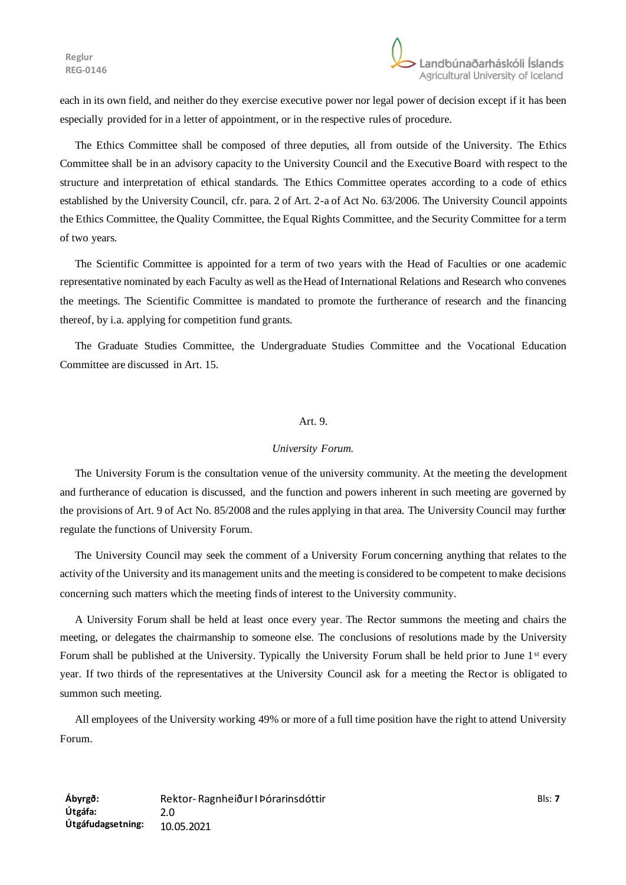each in its own field, and neither do they exercise executive power nor legal power of decision except if it has been especially provided for in a letter of appointment, or in the respective rules of procedure.

The Ethics Committee shall be composed of three deputies, all from outside of the University. The Ethics Committee shall be in an advisory capacity to the University Council and the Executive Board with respect to the structure and interpretation of ethical standards. The Ethics Committee operates according to a code of ethics established by the University Council, cfr. para. 2 of Art. 2-a of Act No. 63/2006. The University Council appoints the Ethics Committee, the Quality Committee, the Equal Rights Committee, and the Security Committee for a term of two years.

The Scientific Committee is appointed for a term of two years with the Head of Faculties or one academic representative nominated by each Faculty as well as the Head of International Relations and Research who convenes the meetings. The Scientific Committee is mandated to promote the furtherance of research and the financing thereof, by i.a. applying for competition fund grants.

The Graduate Studies Committee, the Undergraduate Studies Committee and the Vocational Education Committee are discussed in Art. 15.

Art. 9.

*University Forum.*

The University Forum is the consultation venue of the university community. At the meeting the development and furtherance of education is discussed, and the function and powers inherent in such meeting are governed by the provisions of Art. 9 of Act No. 85/2008 and the rules applying in that area. The University Council may further regulate the functions of University Forum.

The University Council may seek the comment of a University Forum concerning anything that relates to the activity of the University and its management units and the meeting is considered to be competent to make decisions concerning such matters which the meeting finds of interest to the University community.

A University Forum shall be held at least once every year. The Rector summons the meeting and chairs the meeting, or delegates the chairmanship to someone else. The conclusions of resolutions made by the University Forum shall be published at the University. Typically the University Forum shall be held prior to June 1st every year. If two thirds of the representatives at the University Council ask for a meeting the Rector is obligated to summon such meeting.

All employees of the University working 49% or more of a full time position have the right to attend University Forum.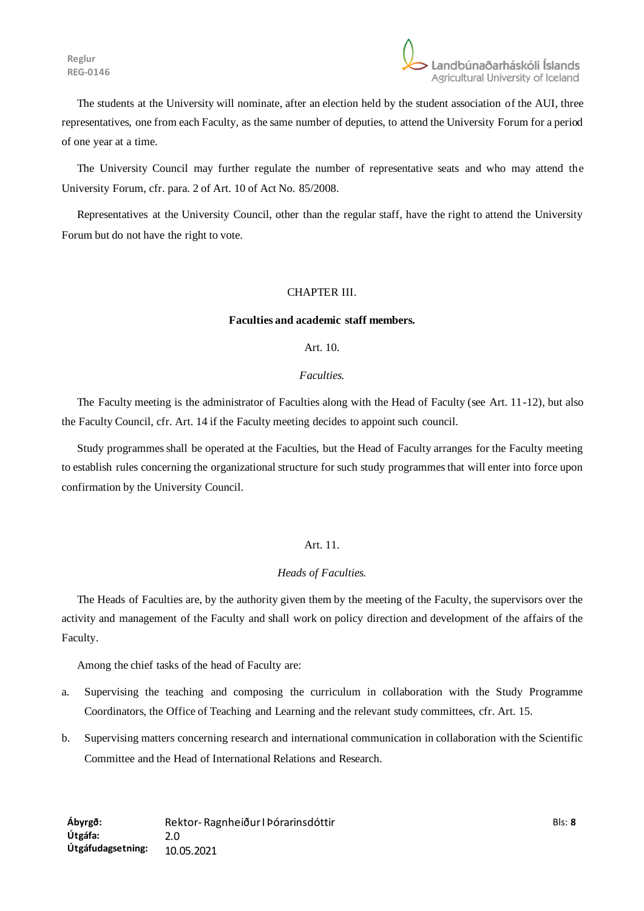The students at the University will nominate, after an election held by the student association of the AUI, three representatives, one from each Faculty, as the same number of deputies, to attend the University Forum for a period of one year at a time.

The University Council may further regulate the number of representative seats and who may attend the University Forum, cfr. para. 2 of Art. 10 of Act No. 85/2008.

Representatives at the University Council, other than the regular staff, have the right to attend the University Forum but do not have the right to vote.

## CHAPTER III.

### Faculties and academic staff members.

#### Art. 10.

*Faculties.*

The Faculty meeting is the administrator of Faculties along with the Head of Faculty (see Art. 11-12), but also the Faculty Council, cfr. Art. 14 if the Faculty meeting decides to appoint such council.

Study programmes shall be operated at the Faculties, but the Head of Faculty arranges for the Faculty meeting to establish rules concerning the organizational structure for such study programmes that will enter into force upon confirmation by the University Council.

#### Art. 11.

*Heads of Faculties.*

The Heads of Faculties are, by the authority given them by the meeting of the Faculty, the supervisors over the activity and management of the Faculty and shall work on policy direction and development of the affairs of the Faculty.

Among the chief tasks of the head of Faculty are:

a. Supervising the teaching and composing the curriculum in collaboration with the Study Programme Coordinators, the Office of Teaching and Learning and the relevant study committees, cfr. Art. 15.

b. Supervising matters concerning research and international communication in collaboration with the Scientific Committee and the Head of International Relations and Research.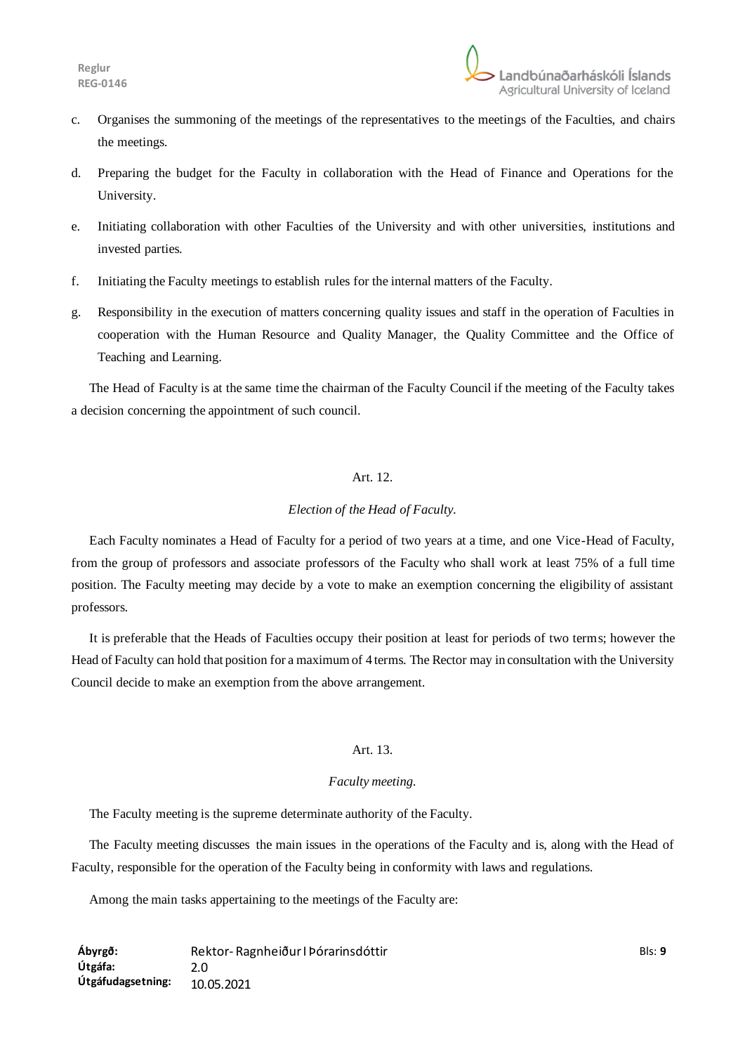c. Organises the summoning of the meetings of the representatives to the meetings of the Faculties, and chairs the meetings.

d. Preparing the budget for the Faculty in collaboration with the Head of Finance and Operations for the University.

e. Initiating collaboration with other Faculties of the University and with other universities, institutions and invested parties.

f. Initiating the Faculty meetings to establish rules for the internal matters of the Faculty.

g. Responsibility in the execution of matters concerning quality issues and staff in the operation of Faculties in cooperation with the Human Resource and Quality Manager, the Quality Committee and the Office of Teaching and Learning.

The Head of Faculty is at the same time the chairman of the Faculty Council if the meeting of the Faculty takes a decision concerning the appointment of such council.

Art. 12.

*Election of the Head of Faculty.*

Each Faculty nominates a Head of Faculty for a period of two years at a time, and one Vice-Head of Faculty, from the group of professors and associate professors of the Faculty who shall work at least 75% of a full time position. The Faculty meeting may decide by a vote to make an exemption concerning the eligibility of assistant professors.

It is preferable that the Heads of Faculties occupy their position at least for periods of two terms; however the Head of Faculty can hold that position for a maximum of 4 terms. The Rector may in consultation with the University Council decide to make an exemption from the above arrangement.

Art. 13.

*Faculty meeting.*

The Faculty meeting is the supreme determinate authority of the Faculty.

The Faculty meeting discusses the main issues in the operations of the Faculty and is, along with the Head of Faculty, responsible for the operation of the Faculty being in conformity with laws and regulations.

Among the main tasks appertaining to the meetings of the Faculty are: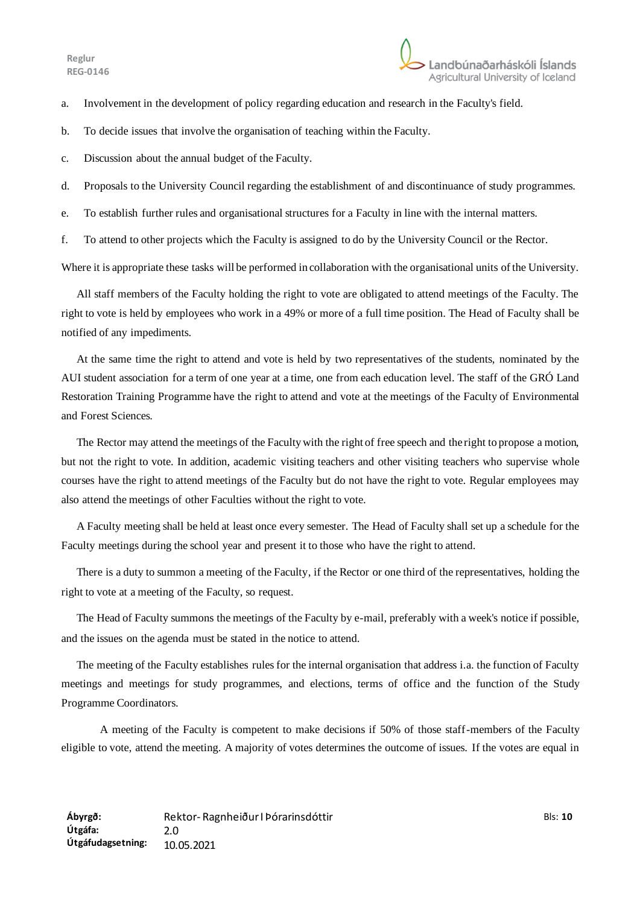a. Involvement in the development of policy regarding education and research in the Faculty's field.

b. To decide issues that involve the organisation of teaching within the Faculty.

c. Discussion about the annual budget of the Faculty.

d. Proposals to the University Council regarding the establishment of and discontinuance of study programmes.

e. To establish further rules and organisational structures for a Faculty in line with the internal matters.

f. To attend to other projects which the Faculty is assigned to do by the University Council or the Rector.

Where it is appropriate these tasks will be performed in collaboration with the organisational units of the University.

All staff members of the Faculty holding the right to vote are obligated to attend meetings of the Faculty. The right to vote is held by employees who work in a 49% or more of a full time position. The Head of Faculty shall be notified of any impediments.

At the same time the right to attend and vote is held by two representatives of the students, nominated by the AUI student association for a term of one year at a time, one from each education level. The staff of the GRÓ Land Restoration Training Programme have the right to attend and vote at the meetings of the Faculty of Environmental and Forest Sciences.

The Rector may attend the meetings of the Faculty with the right of free speech and the right to propose a motion, but not the right to vote. In addition, academic visiting teachers and other visiting teachers who supervise whole courses have the right to attend meetings of the Faculty but do not have the right to vote. Regular employees may also attend the meetings of other Faculties without the right to vote.

A Faculty meeting shall be held at least once every semester. The Head of Faculty shall set up a schedule for the Faculty meetings during the school year and present it to those who have the right to attend.

There is a duty to summon a meeting of the Faculty, if the Rector or one third of the representatives, holding the right to vote at a meeting of the Faculty, so request.

The Head of Faculty summons the meetings of the Faculty by e-mail, preferably with a week's notice if possible, and the issues on the agenda must be stated in the notice to attend.

The meeting of the Faculty establishes rules for the internal organisation that address i.a. the function of Faculty meetings and meetings for study programmes, and elections, terms of office and the function of the Study Programme Coordinators.

A meeting of the Faculty is competent to make decisions if 50% of those staff-members of the Faculty eligible to vote, attend the meeting. A majority of votes determines the outcome of issues. If the votes are equal in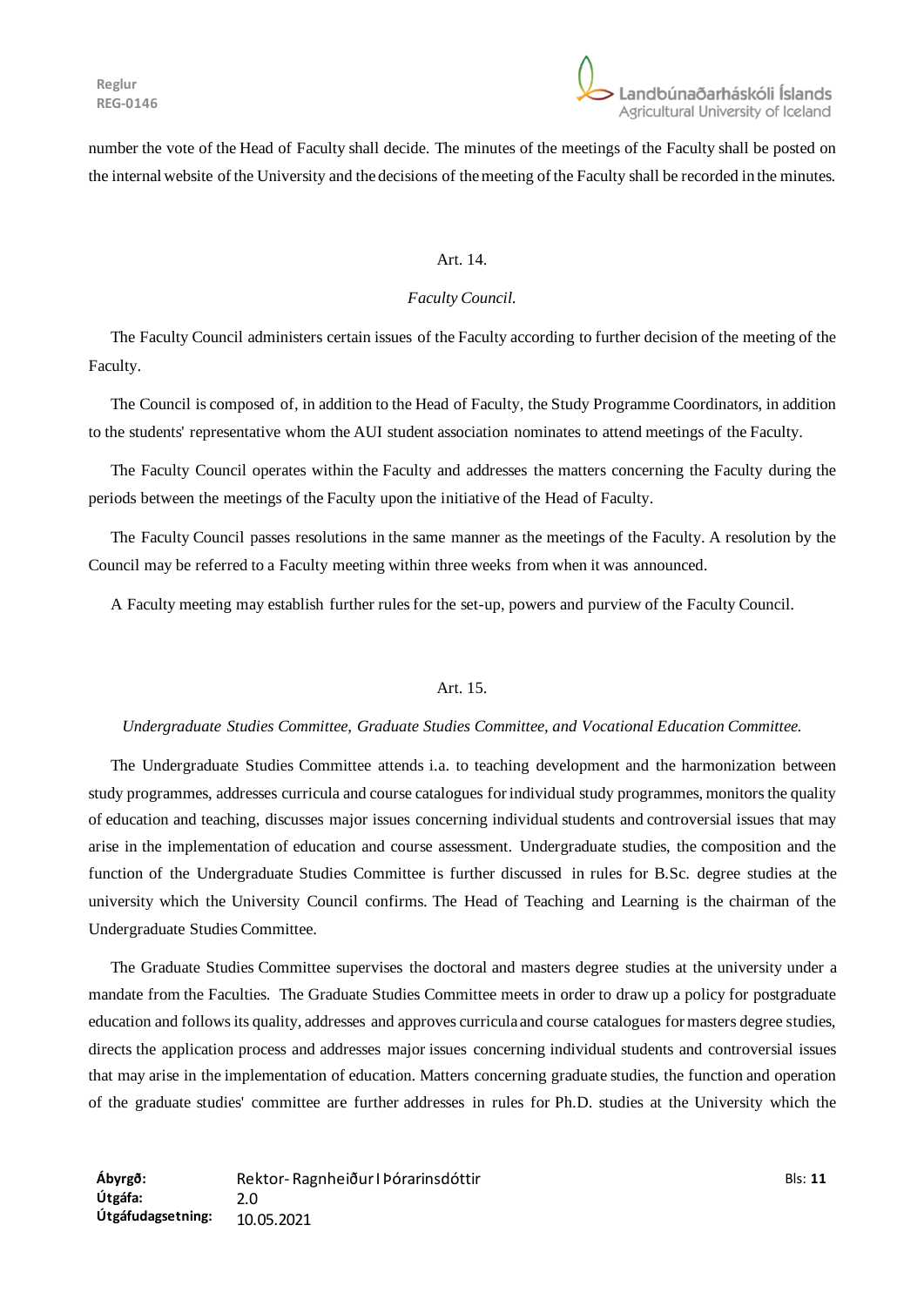number the vote of the Head of Faculty shall decide. The minutes of the meetings of the Faculty shall be posted on the internal website of the University and the decisions of the meeting of the Faculty shall be recorded in the minutes.

Art. 14.

*Faculty Council.*

The Faculty Council administers certain issues of the Faculty according to further decision of the meeting of the Faculty.

The Council is composed of, in addition to the Head of Faculty, the Study Programme Coordinators, in addition to the students' representative whom the AUI student association nominates to attend meetings of the Faculty.

The Faculty Council operates within the Faculty and addresses the matters concerning the Faculty during the periods between the meetings of the Faculty upon the initiative of the Head of Faculty.

The Faculty Council passes resolutions in the same manner as the meetings of the Faculty. A resolution by the Council may be referred to a Faculty meeting within three weeks from when it was announced.

A Faculty meeting may establish further rules for the set-up, powers and purview of the Faculty Council.

Art. 15.

*Undergraduate Studies Committee, Graduate Studies Committee, and Vocational Education Committee.*

The Undergraduate Studies Committee attends i.a. to teaching development and the harmonization between study programmes, addresses curricula and course catalogues for individual study programmes, monitors the quality of education and teaching, discusses major issues concerning individual students and controversial issues that may arise in the implementation of education and course assessment. Undergraduate studies, the composition and the function of the Undergraduate Studies Committee is further discussed in rules for B.Sc. degree studies at the university which the University Council confirms. The Head of Teaching and Learning is the chairman of the Undergraduate Studies Committee.

The Graduate Studies Committee supervises the doctoral and masters degree studies at the university under a mandate from the Faculties. The Graduate Studies Committee meets in order to draw up a policy for postgraduate education and follows its quality, addresses and approves curricula and course catalogues for masters degree studies, directs the application process and addresses major issues concerning individual students and controversial issues that may arise in the implementation of education. Matters concerning graduate studies, the function and operation of the graduate studies' committee are further addresses in rules for Ph.D. studies at the University which the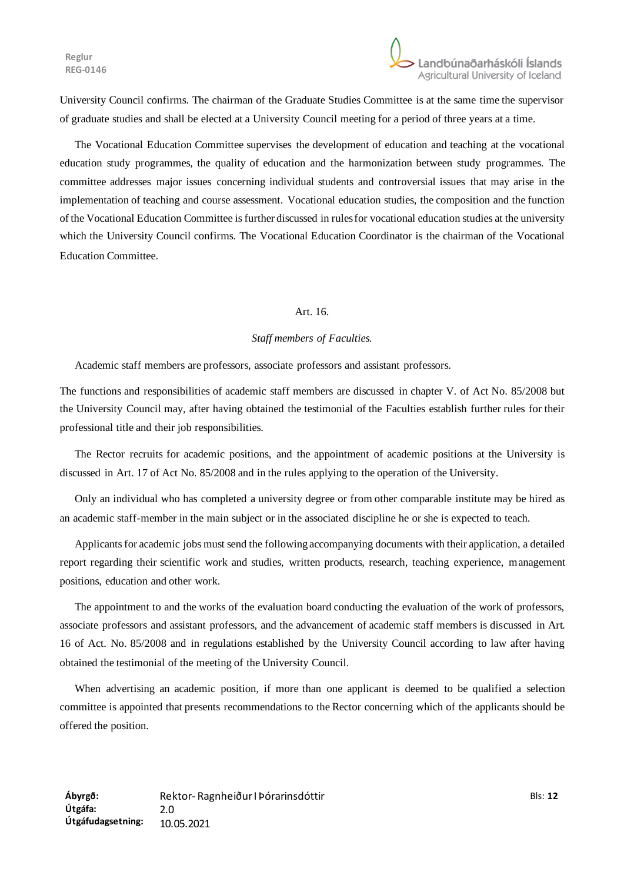University Council confirms. The chairman of the Graduate Studies Committee is at the same time the supervisor of graduate studies and shall be elected at a University Council meeting for a period of three years at a time.

The Vocational Education Committee supervises the development of education and teaching at the vocational education study programmes, the quality of education and the harmonization between study programmes. The committee addresses major issues concerning individual students and controversial issues that may arise in the implementation of teaching and course assessment. Vocational education studies, the composition and the function of the Vocational Education Committee is further discussed in rules for vocational education studies at the university which the University Council confirms. The Vocational Education Coordinator is the chairman of the Vocational Education Committee.

### Art. 16.

*Staff members of Faculties.*

Academic staff members are professors, associate professors and assistant professors.

The functions and responsibilities of academic staff members are discussed in chapter V. of Act No. 85/2008 but the University Council may, after having obtained the testimonial of the Faculties establish further rules for their professional title and their job responsibilities.

The Rector recruits for academic positions, and the appointment of academic positions at the University is discussed in Art. 17 of Act No. 85/2008 and in the rules applying to the operation of the University.

Only an individual who has completed a university degree or from other comparable institute may be hired as an academic staff-member in the main subject or in the associated discipline he or she is expected to teach.

Applicants for academic jobs must send the following accompanying documents with their application, a detailed report regarding their scientific work and studies, written products, research, teaching experience, management positions, education and other work.

The appointment to and the works of the evaluation board conducting the evaluation of the work of professors, associate professors and assistant professors, and the advancement of academic staff members is discussed in Art. 16 of Act. No. 85/2008 and in regulations established by the University Council according to law after having obtained the testimonial of the meeting of the University Council.

When advertising an academic position, if more than one applicant is deemed to be qualified a selection committee is appointed that presents recommendations to the Rector concerning which of the applicants should be offered the position.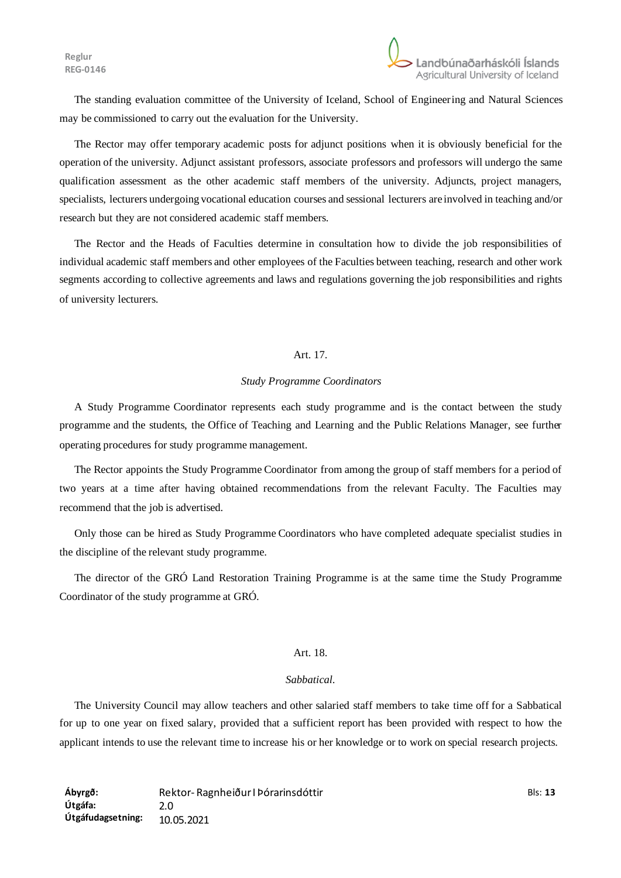The standing evaluation committee of the University of Iceland, School of Engineering and Natural Sciences may be commissioned to carry out the evaluation for the University.

The Rector may offer temporary academic posts for adjunct positions when it is obviously beneficial for the operation of the university. Adjunct assistant professors, associate professors and professors will undergo the same qualification assessment as the other academic staff members of the university. Adjuncts, project managers, specialists, lecturers undergoing vocational education courses and sessional lecturers are involved in teaching and/or research but they are not considered academic staff members.

The Rector and the Heads of Faculties determine in consultation how to divide the job responsibilities of individual academic staff members and other employees of the Faculties between teaching, research and other work segments according to collective agreements and laws and regulations governing the job responsibilities and rights of university lecturers.

### Art. 17.

#### *Study Programme Coordinators*

A Study Programme Coordinator represents each study programme and is the contact between the study programme and the students, the Office of Teaching and Learning and the Public Relations Manager, see further operating procedures for study programme management.

The Rector appoints the Study Programme Coordinator from among the group of staff members for a period of two years at a time after having obtained recommendations from the relevant Faculty. The Faculties may recommend that the job is advertised.

Only those can be hired as Study Programme Coordinators who have completed adequate specialist studies in the discipline of the relevant study programme.

The director of the GRÓ Land Restoration Training Programme is at the same time the Study Programme Coordinator of the study programme at GRÓ.

### Art. 18.

#### *Sabbatical.*

The University Council may allow teachers and other salaried staff members to take time off for a Sabbatical for up to one year on fixed salary, provided that a sufficient report has been provided with respect to how the applicant intends to use the relevant time to increase his or her knowledge or to work on special research projects.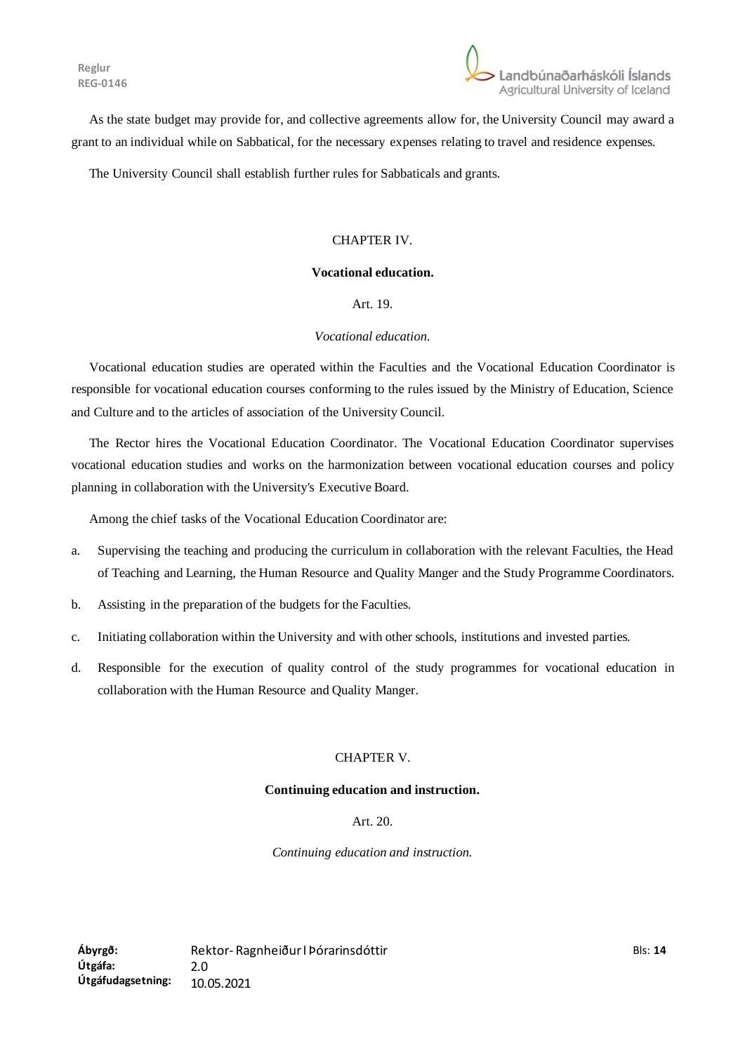As the state budget may provide for, and collective agreements allow for, the University Council may award a grant to an individual while on Sabbatical, for the necessary expenses relating to travel and residence expenses.

The University Council shall establish further rules for Sabbaticals and grants.

## CHAPTER IV.

## Vocational education.

### Art. 19.

*Vocational education.*

Vocational education studies are operated within the Faculties and the Vocational Education Coordinator is responsible for vocational education courses conforming to the rules issued by the Ministry of Education, Science and Culture and to the articles of association of the University Council.

The Rector hires the Vocational Education Coordinator. The Vocational Education Coordinator supervises vocational education studies and works on the harmonization between vocational education courses and policy planning in collaboration with the University's Executive Board.

Among the chief tasks of the Vocational Education Coordinator are:

a. Supervising the teaching and producing the curriculum in collaboration with the relevant Faculties, the Head of Teaching and Learning, the Human Resource and Quality Manger and the Study Programme Coordinators.

b. Assisting in the preparation of the budgets for the Faculties.

c. Initiating collaboration within the University and with other schools, institutions and invested parties.

d. Responsible for the execution of quality control of the study programmes for vocational education in collaboration with the Human Resource and Quality Manger.

## CHAPTER V.

## Continuing education and instruction.

### Art. 20.

*Continuing education and instruction.*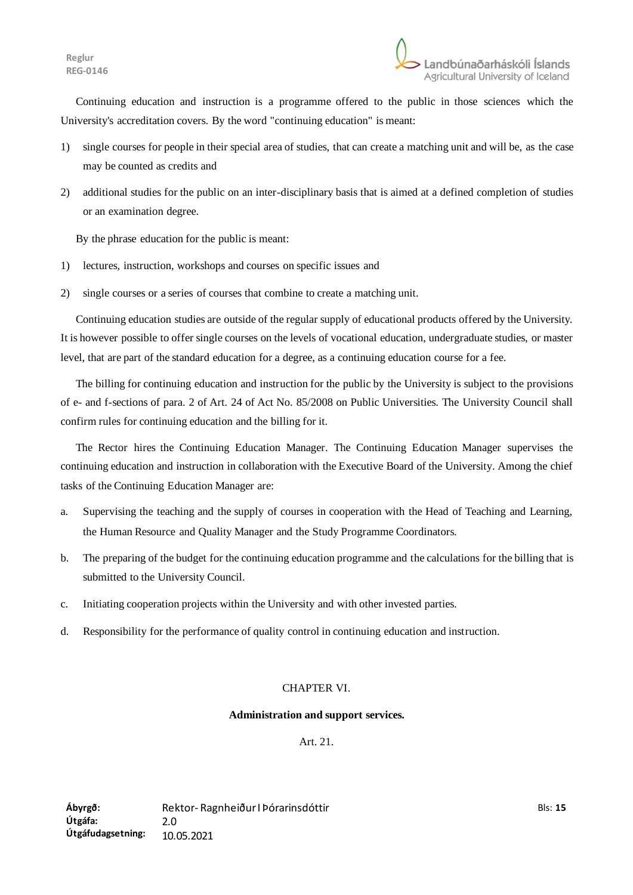Continuing education and instruction is a programme offered to the public in those sciences which the University's accreditation covers. By the word "continuing education" is meant:

1) single courses for people in their special area of studies, that can create a matching unit and will be, as the case may be counted as credits and
2) additional studies for the public on an inter-disciplinary basis that is aimed at a defined completion of studies or an examination degree.

By the phrase education for the public is meant:

1) lectures, instruction, workshops and courses on specific issues and
2) single courses or a series of courses that combine to create a matching unit.

Continuing education studies are outside of the regular supply of educational products offered by the University. It is however possible to offer single courses on the levels of vocational education, undergraduate studies, or master level, that are part of the standard education for a degree, as a continuing education course for a fee.

The billing for continuing education and instruction for the public by the University is subject to the provisions of e- and f-sections of para. 2 of Art. 24 of Act No. 85/2008 on Public Universities. The University Council shall confirm rules for continuing education and the billing for it.

The Rector hires the Continuing Education Manager. The Continuing Education Manager supervises the continuing education and instruction in collaboration with the Executive Board of the University. Among the chief tasks of the Continuing Education Manager are:

a. Supervising the teaching and the supply of courses in cooperation with the Head of Teaching and Learning, the Human Resource and Quality Manager and the Study Programme Coordinators.
b. The preparing of the budget for the continuing education programme and the calculations for the billing that is submitted to the University Council.
c. Initiating cooperation projects within the University and with other invested parties.
d. Responsibility for the performance of quality control in continuing education and instruction.

## CHAPTER VI.

### Administration and support services.

Art. 21.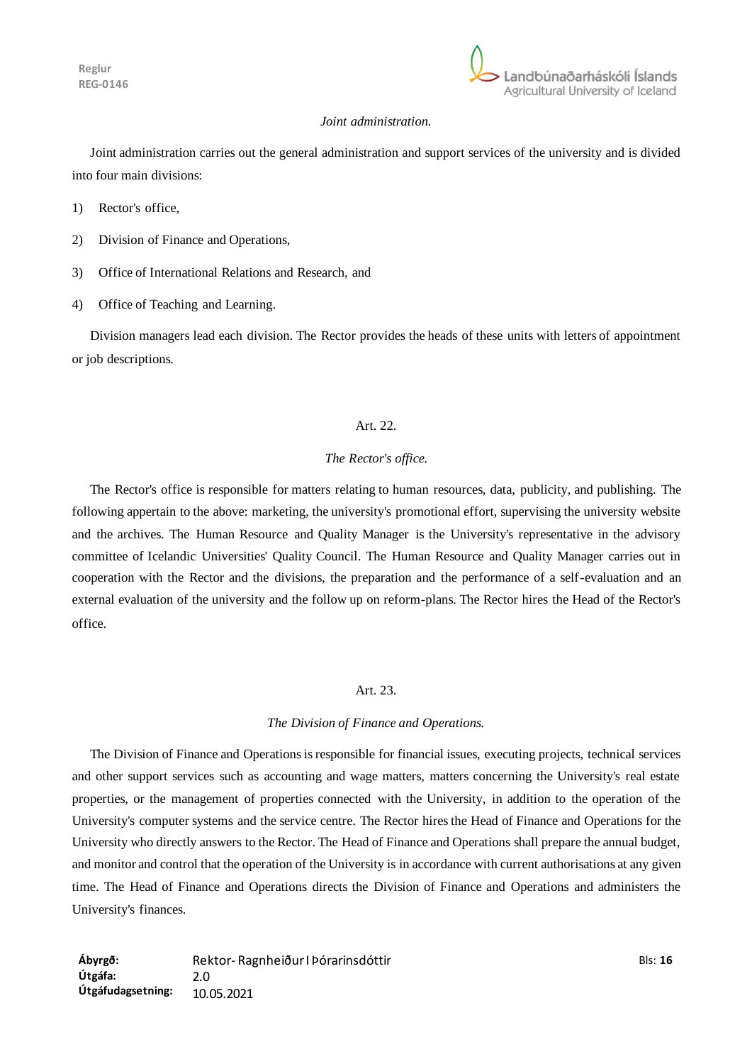*Joint administration.*

Joint administration carries out the general administration and support services of the university and is divided into four main divisions:

1) Rector's office,

2) Division of Finance and Operations,

3) Office of International Relations and Research, and

4) Office of Teaching and Learning.

Division managers lead each division. The Rector provides the heads of these units with letters of appointment or job descriptions.

Art. 22.

*The Rector's office.*

The Rector's office is responsible for matters relating to human resources, data, publicity, and publishing. The following appertain to the above: marketing, the university's promotional effort, supervising the university website and the archives. The Human Resource and Quality Manager is the University's representative in the advisory committee of Icelandic Universities' Quality Council. The Human Resource and Quality Manager carries out in cooperation with the Rector and the divisions, the preparation and the performance of a self-evaluation and an external evaluation of the university and the follow up on reform-plans. The Rector hires the Head of the Rector's office.

Art. 23.

*The Division of Finance and Operations.*

The Division of Finance and Operations is responsible for financial issues, executing projects, technical services and other support services such as accounting and wage matters, matters concerning the University's real estate properties, or the management of properties connected with the University, in addition to the operation of the University's computer systems and the service centre. The Rector hires the Head of Finance and Operations for the University who directly answers to the Rector. The Head of Finance and Operations shall prepare the annual budget, and monitor and control that the operation of the University is in accordance with current authorisations at any given time. The Head of Finance and Operations directs the Division of Finance and Operations and administers the University's finances.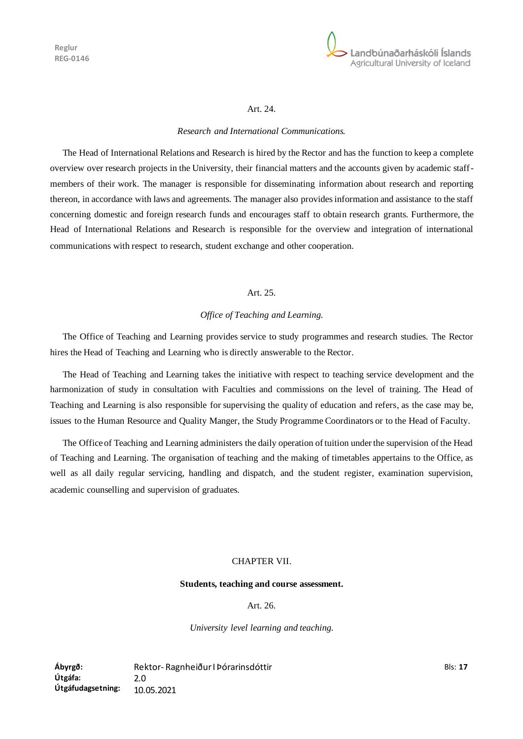Art. 24.

*Research and International Communications.*

The Head of International Relations and Research is hired by the Rector and has the function to keep a complete overview over research projects in the University, their financial matters and the accounts given by academic staff-members of their work. The manager is responsible for disseminating information about research and reporting thereon, in accordance with laws and agreements. The manager also provides information and assistance to the staff concerning domestic and foreign research funds and encourages staff to obtain research grants. Furthermore, the Head of International Relations and Research is responsible for the overview and integration of international communications with respect to research, student exchange and other cooperation.

Art. 25.

*Office of Teaching and Learning.*

The Office of Teaching and Learning provides service to study programmes and research studies. The Rector hires the Head of Teaching and Learning who is directly answerable to the Rector.

The Head of Teaching and Learning takes the initiative with respect to teaching service development and the harmonization of study in consultation with Faculties and commissions on the level of training. The Head of Teaching and Learning is also responsible for supervising the quality of education and refers, as the case may be, issues to the Human Resource and Quality Manger, the Study Programme Coordinators or to the Head of Faculty.

The Office of Teaching and Learning administers the daily operation of tuition under the supervision of the Head of Teaching and Learning. The organisation of teaching and the making of timetables appertains to the Office, as well as all daily regular servicing, handling and dispatch, and the student register, examination supervision, academic counselling and supervision of graduates.

## CHAPTER VII.

**Students, teaching and course assessment.**

Art. 26.

*University level learning and teaching.*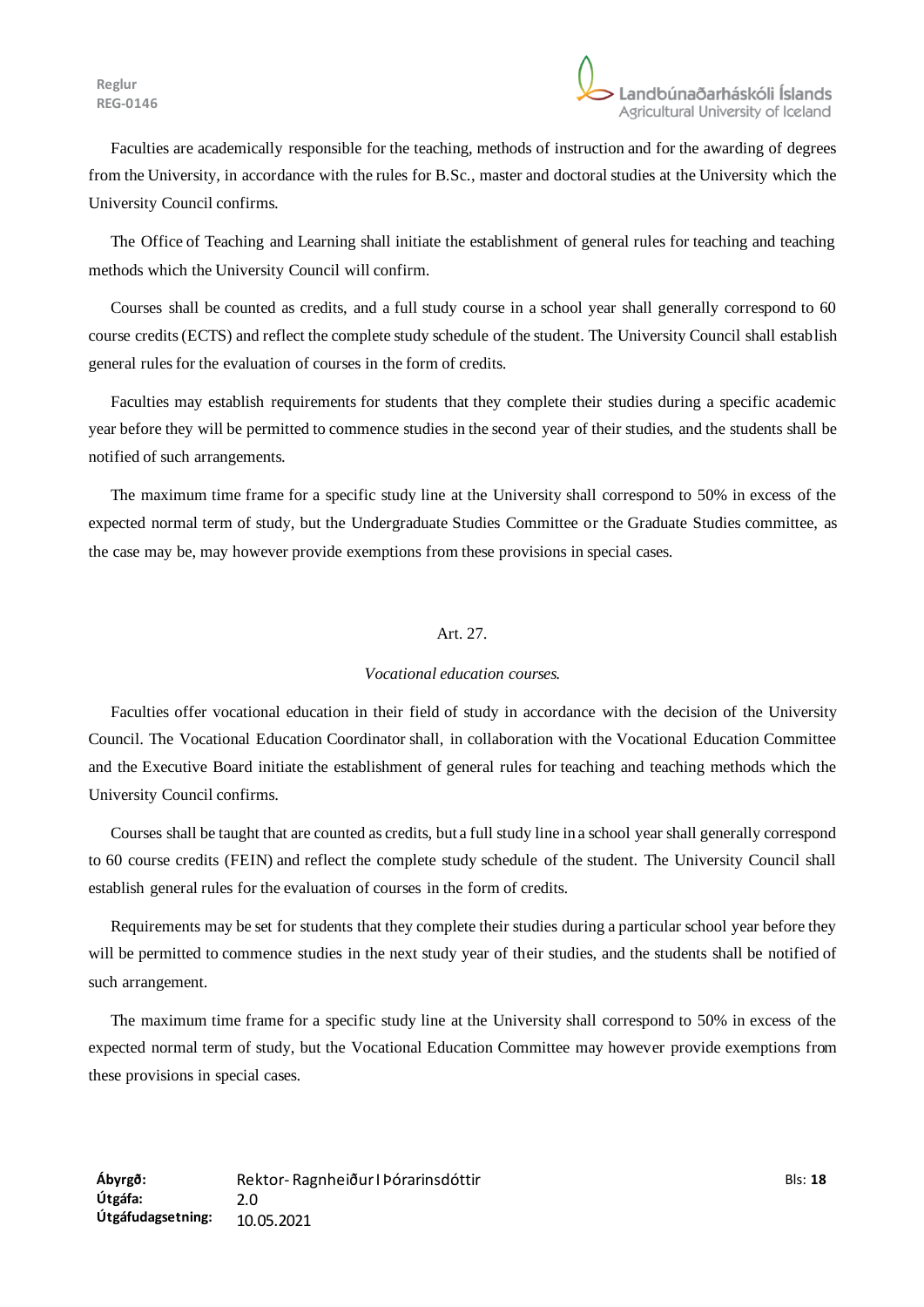Faculties are academically responsible for the teaching, methods of instruction and for the awarding of degrees from the University, in accordance with the rules for B.Sc., master and doctoral studies at the University which the University Council confirms.

The Office of Teaching and Learning shall initiate the establishment of general rules for teaching and teaching methods which the University Council will confirm.

Courses shall be counted as credits, and a full study course in a school year shall generally correspond to 60 course credits (ECTS) and reflect the complete study schedule of the student. The University Council shall establish general rules for the evaluation of courses in the form of credits.

Faculties may establish requirements for students that they complete their studies during a specific academic year before they will be permitted to commence studies in the second year of their studies, and the students shall be notified of such arrangements.

The maximum time frame for a specific study line at the University shall correspond to 50% in excess of the expected normal term of study, but the Undergraduate Studies Committee or the Graduate Studies committee, as the case may be, may however provide exemptions from these provisions in special cases.

Art. 27.

*Vocational education courses.*

Faculties offer vocational education in their field of study in accordance with the decision of the University Council. The Vocational Education Coordinator shall, in collaboration with the Vocational Education Committee and the Executive Board initiate the establishment of general rules for teaching and teaching methods which the University Council confirms.

Courses shall be taught that are counted as credits, but a full study line in a school year shall generally correspond to 60 course credits (FEIN) and reflect the complete study schedule of the student. The University Council shall establish general rules for the evaluation of courses in the form of credits.

Requirements may be set for students that they complete their studies during a particular school year before they will be permitted to commence studies in the next study year of their studies, and the students shall be notified of such arrangement.

The maximum time frame for a specific study line at the University shall correspond to 50% in excess of the expected normal term of study, but the Vocational Education Committee may however provide exemptions from these provisions in special cases.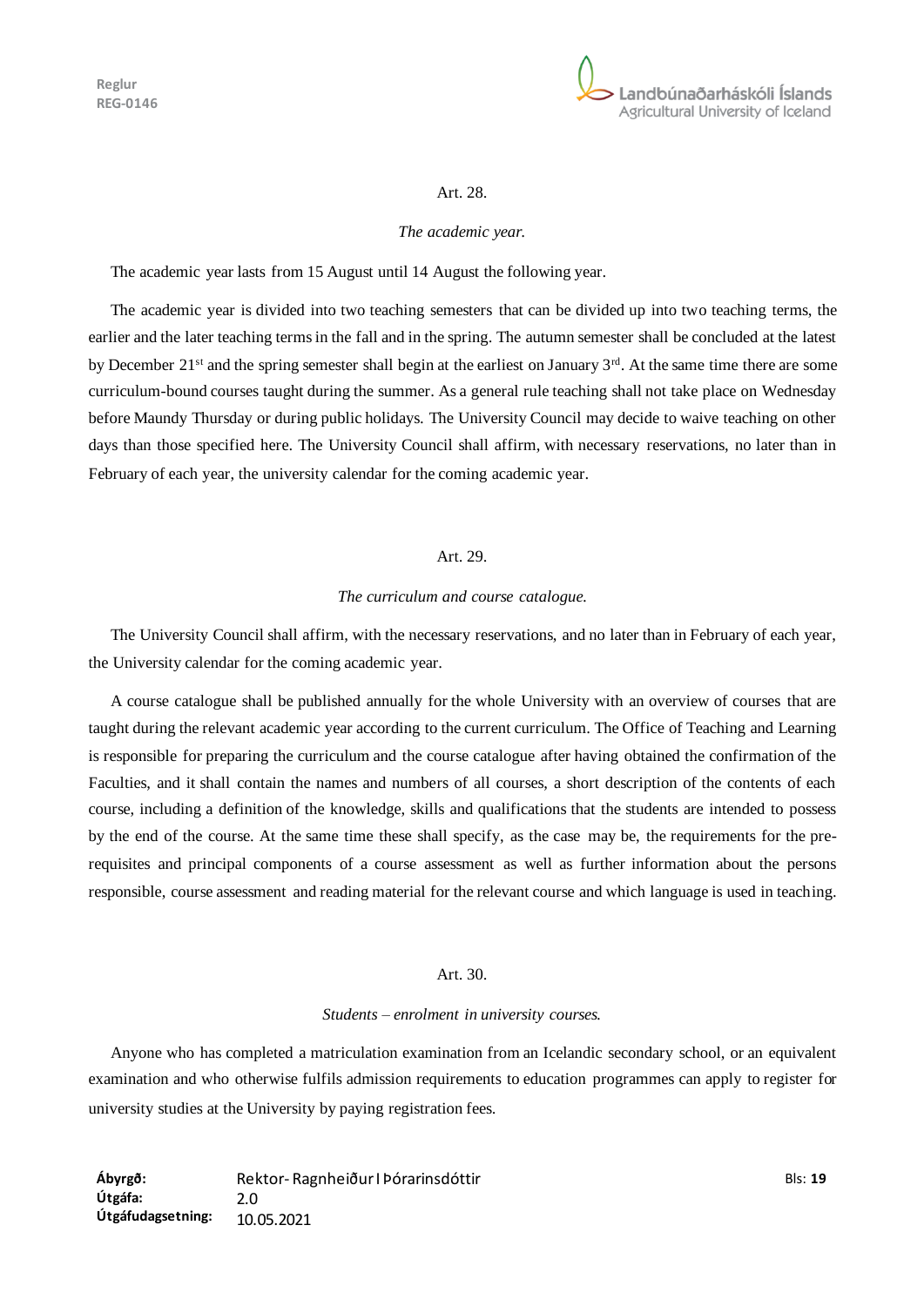Art. 28.

*The academic year.*

The academic year lasts from 15 August until 14 August the following year.

The academic year is divided into two teaching semesters that can be divided up into two teaching terms, the earlier and the later teaching terms in the fall and in the spring. The autumn semester shall be concluded at the latest by December 21st and the spring semester shall begin at the earliest on January 3rd. At the same time there are some curriculum-bound courses taught during the summer. As a general rule teaching shall not take place on Wednesday before Maundy Thursday or during public holidays. The University Council may decide to waive teaching on other days than those specified here. The University Council shall affirm, with necessary reservations, no later than in February of each year, the university calendar for the coming academic year.

Art. 29.

*The curriculum and course catalogue.*

The University Council shall affirm, with the necessary reservations, and no later than in February of each year, the University calendar for the coming academic year.

A course catalogue shall be published annually for the whole University with an overview of courses that are taught during the relevant academic year according to the current curriculum. The Office of Teaching and Learning is responsible for preparing the curriculum and the course catalogue after having obtained the confirmation of the Faculties, and it shall contain the names and numbers of all courses, a short description of the contents of each course, including a definition of the knowledge, skills and qualifications that the students are intended to possess by the end of the course. At the same time these shall specify, as the case may be, the requirements for the pre-requisites and principal components of a course assessment as well as further information about the persons responsible, course assessment and reading material for the relevant course and which language is used in teaching.

Art. 30.

*Students – enrolment in university courses.*

Anyone who has completed a matriculation examination from an Icelandic secondary school, or an equivalent examination and who otherwise fulfils admission requirements to education programmes can apply to register for university studies at the University by paying registration fees.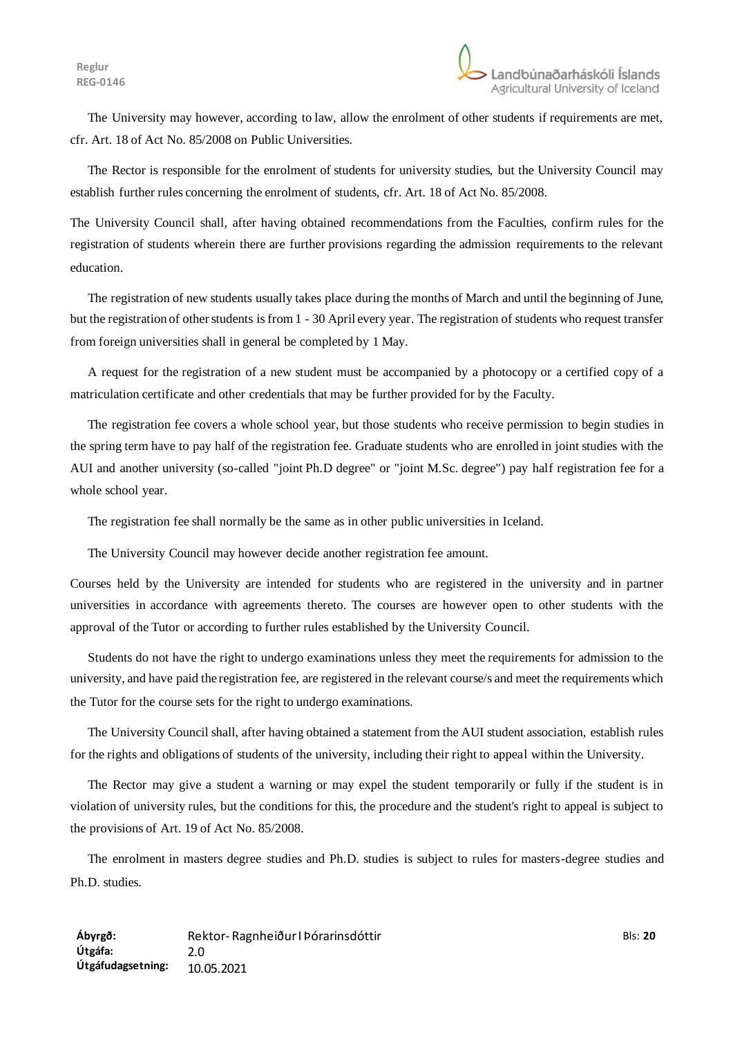The University may however, according to law, allow the enrolment of other students if requirements are met, cfr. Art. 18 of Act No. 85/2008 on Public Universities.

The Rector is responsible for the enrolment of students for university studies, but the University Council may establish further rules concerning the enrolment of students, cfr. Art. 18 of Act No. 85/2008.

The University Council shall, after having obtained recommendations from the Faculties, confirm rules for the registration of students wherein there are further provisions regarding the admission requirements to the relevant education.

The registration of new students usually takes place during the months of March and until the beginning of June, but the registration of other students is from 1 - 30 April every year. The registration of students who request transfer from foreign universities shall in general be completed by 1 May.

A request for the registration of a new student must be accompanied by a photocopy or a certified copy of a matriculation certificate and other credentials that may be further provided for by the Faculty.

The registration fee covers a whole school year, but those students who receive permission to begin studies in the spring term have to pay half of the registration fee. Graduate students who are enrolled in joint studies with the AUI and another university (so-called "joint Ph.D degree" or "joint M.Sc. degree") pay half registration fee for a whole school year.

The registration fee shall normally be the same as in other public universities in Iceland.

The University Council may however decide another registration fee amount.

Courses held by the University are intended for students who are registered in the university and in partner universities in accordance with agreements thereto. The courses are however open to other students with the approval of the Tutor or according to further rules established by the University Council.

Students do not have the right to undergo examinations unless they meet the requirements for admission to the university, and have paid the registration fee, are registered in the relevant course/s and meet the requirements which the Tutor for the course sets for the right to undergo examinations.

The University Council shall, after having obtained a statement from the AUI student association, establish rules for the rights and obligations of students of the university, including their right to appeal within the University.

The Rector may give a student a warning or may expel the student temporarily or fully if the student is in violation of university rules, but the conditions for this, the procedure and the student's right to appeal is subject to the provisions of Art. 19 of Act No. 85/2008.

The enrolment in masters degree studies and Ph.D. studies is subject to rules for masters-degree studies and Ph.D. studies.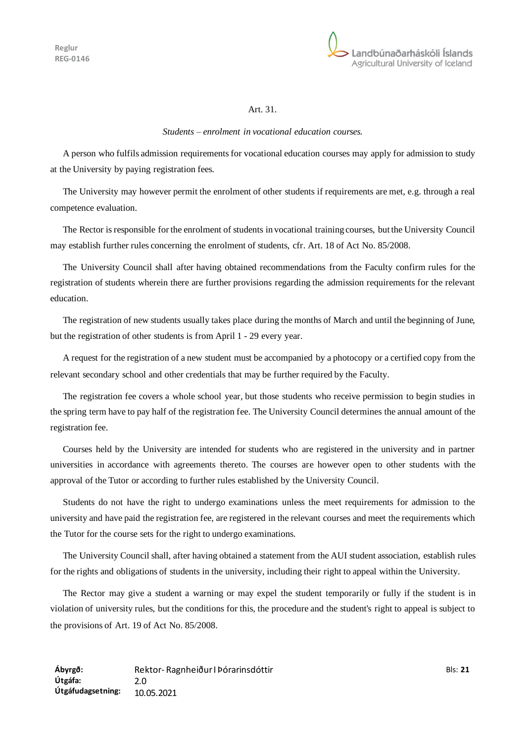Art. 31.

*Students – enrolment in vocational education courses.*

A person who fulfils admission requirements for vocational education courses may apply for admission to study at the University by paying registration fees.

The University may however permit the enrolment of other students if requirements are met, e.g. through a real competence evaluation.

The Rector is responsible for the enrolment of students in vocational training courses, but the University Council may establish further rules concerning the enrolment of students, cfr. Art. 18 of Act No. 85/2008.

The University Council shall after having obtained recommendations from the Faculty confirm rules for the registration of students wherein there are further provisions regarding the admission requirements for the relevant education.

The registration of new students usually takes place during the months of March and until the beginning of June, but the registration of other students is from April 1 - 29 every year.

A request for the registration of a new student must be accompanied by a photocopy or a certified copy from the relevant secondary school and other credentials that may be further required by the Faculty.

The registration fee covers a whole school year, but those students who receive permission to begin studies in the spring term have to pay half of the registration fee. The University Council determines the annual amount of the registration fee.

Courses held by the University are intended for students who are registered in the university and in partner universities in accordance with agreements thereto. The courses are however open to other students with the approval of the Tutor or according to further rules established by the University Council.

Students do not have the right to undergo examinations unless the meet requirements for admission to the university and have paid the registration fee, are registered in the relevant courses and meet the requirements which the Tutor for the course sets for the right to undergo examinations.

The University Council shall, after having obtained a statement from the AUI student association, establish rules for the rights and obligations of students in the university, including their right to appeal within the University.

The Rector may give a student a warning or may expel the student temporarily or fully if the student is in violation of university rules, but the conditions for this, the procedure and the student's right to appeal is subject to the provisions of Art. 19 of Act No. 85/2008.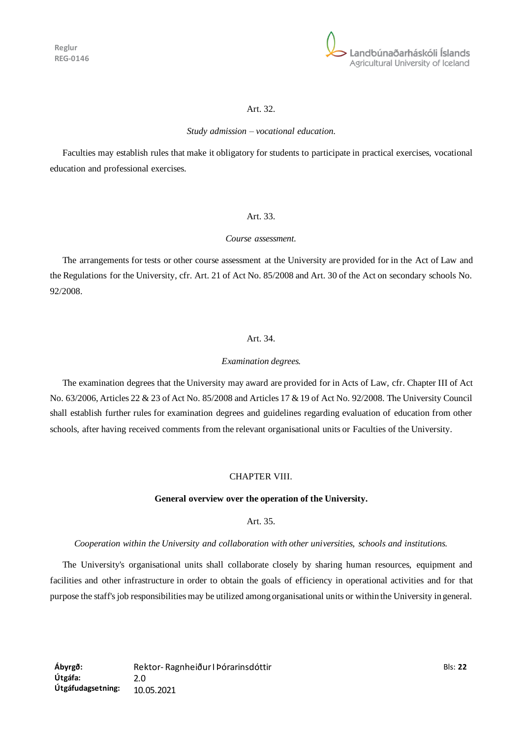Art. 32.

*Study admission – vocational education.*

Faculties may establish rules that make it obligatory for students to participate in practical exercises, vocational education and professional exercises.

Art. 33.

*Course assessment.*

The arrangements for tests or other course assessment at the University are provided for in the Act of Law and the Regulations for the University, cfr. Art. 21 of Act No. 85/2008 and Art. 30 of the Act on secondary schools No. 92/2008.

Art. 34.

*Examination degrees.*

The examination degrees that the University may award are provided for in Acts of Law, cfr. Chapter III of Act No. 63/2006, Articles 22 & 23 of Act No. 85/2008 and Articles 17 & 19 of Act No. 92/2008. The University Council shall establish further rules for examination degrees and guidelines regarding evaluation of education from other schools, after having received comments from the relevant organisational units or Faculties of the University.

## CHAPTER VIII.

## General overview over the operation of the University.

Art. 35.

*Cooperation within the University and collaboration with other universities, schools and institutions.*

The University's organisational units shall collaborate closely by sharing human resources, equipment and facilities and other infrastructure in order to obtain the goals of efficiency in operational activities and for that purpose the staff's job responsibilities may be utilized among organisational units or within the University in general.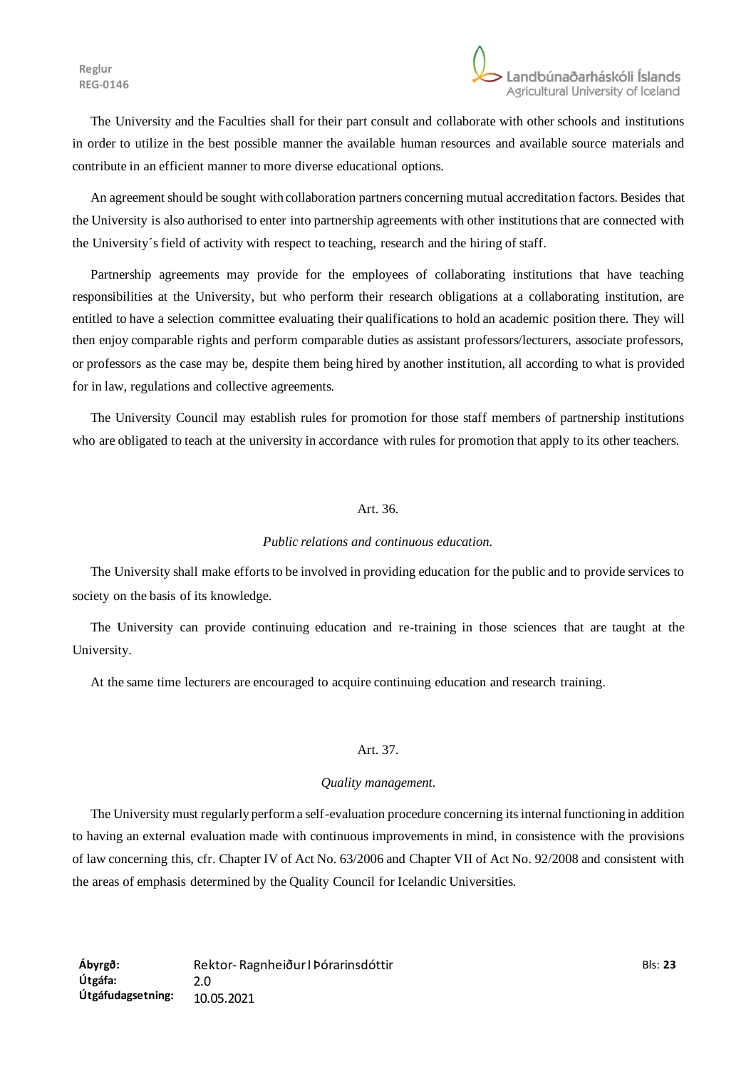The University and the Faculties shall for their part consult and collaborate with other schools and institutions in order to utilize in the best possible manner the available human resources and available source materials and contribute in an efficient manner to more diverse educational options.

An agreement should be sought with collaboration partners concerning mutual accreditation factors. Besides that the University is also authorised to enter into partnership agreements with other institutions that are connected with the University´s field of activity with respect to teaching, research and the hiring of staff.

Partnership agreements may provide for the employees of collaborating institutions that have teaching responsibilities at the University, but who perform their research obligations at a collaborating institution, are entitled to have a selection committee evaluating their qualifications to hold an academic position there. They will then enjoy comparable rights and perform comparable duties as assistant professors/lecturers, associate professors, or professors as the case may be, despite them being hired by another institution, all according to what is provided for in law, regulations and collective agreements.

The University Council may establish rules for promotion for those staff members of partnership institutions who are obligated to teach at the university in accordance with rules for promotion that apply to its other teachers.

### Art. 36.

*Public relations and continuous education.*

The University shall make efforts to be involved in providing education for the public and to provide services to society on the basis of its knowledge.

The University can provide continuing education and re-training in those sciences that are taught at the University.

At the same time lecturers are encouraged to acquire continuing education and research training.

### Art. 37.

*Quality management.*

The University must regularly perform a self-evaluation procedure concerning its internal functioning in addition to having an external evaluation made with continuous improvements in mind, in consistence with the provisions of law concerning this, cfr. Chapter IV of Act No. 63/2006 and Chapter VII of Act No. 92/2008 and consistent with the areas of emphasis determined by the Quality Council for Icelandic Universities.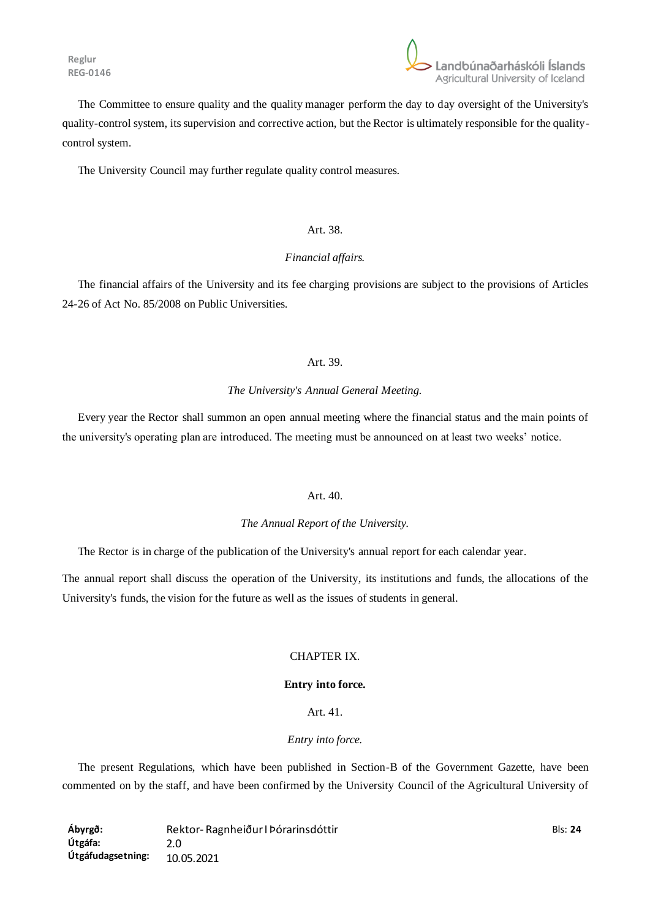The Committee to ensure quality and the quality manager perform the day to day oversight of the University's quality-control system, its supervision and corrective action, but the Rector is ultimately responsible for the quality-control system.

The University Council may further regulate quality control measures.

Art. 38.

*Financial affairs.*

The financial affairs of the University and its fee charging provisions are subject to the provisions of Articles 24-26 of Act No. 85/2008 on Public Universities.

Art. 39.

*The University's Annual General Meeting.*

Every year the Rector shall summon an open annual meeting where the financial status and the main points of the university's operating plan are introduced. The meeting must be announced on at least two weeks' notice.

Art. 40.

*The Annual Report of the University.*

The Rector is in charge of the publication of the University's annual report for each calendar year.

The annual report shall discuss the operation of the University, its institutions and funds, the allocations of the University's funds, the vision for the future as well as the issues of students in general.

## CHAPTER IX.

## Entry into force.

Art. 41.

*Entry into force.*

The present Regulations, which have been published in Section-B of the Government Gazette, have been commented on by the staff, and have been confirmed by the University Council of the Agricultural University of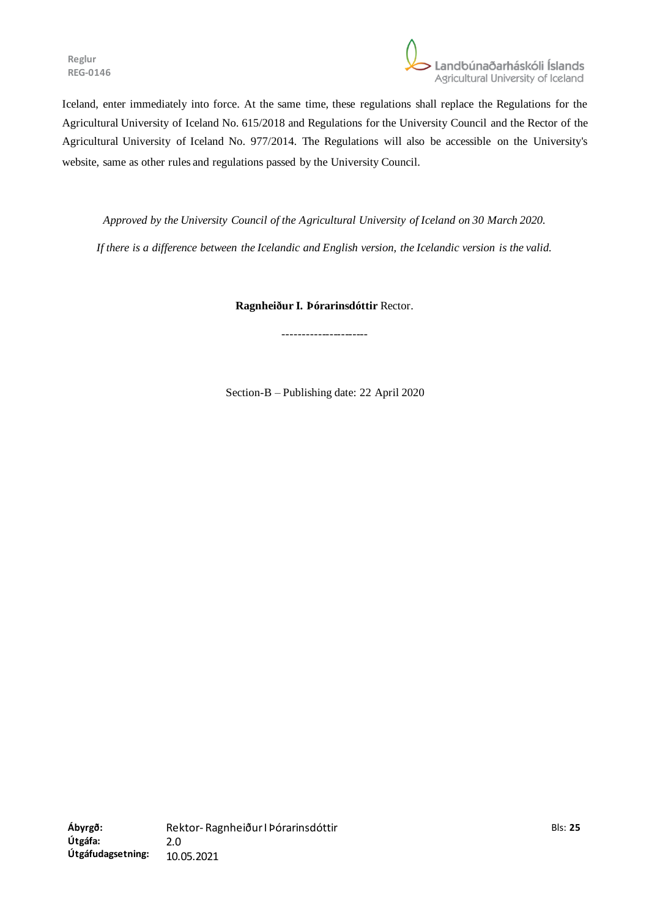Iceland, enter immediately into force. At the same time, these regulations shall replace the Regulations for the Agricultural University of Iceland No. 615/2018 and Regulations for the University Council and the Rector of the Agricultural University of Iceland No. 977/2014. The Regulations will also be accessible on the University's website, same as other rules and regulations passed by the University Council.

*Approved by the University Council of the Agricultural University of Iceland on 30 March 2020.*

*If there is a difference between the Icelandic and English version, the Icelandic version is the valid.*

**Ragnheiður I. Þórarinsdóttir** Rector.

----------------------

Section-B – Publishing date: 22 April 2020